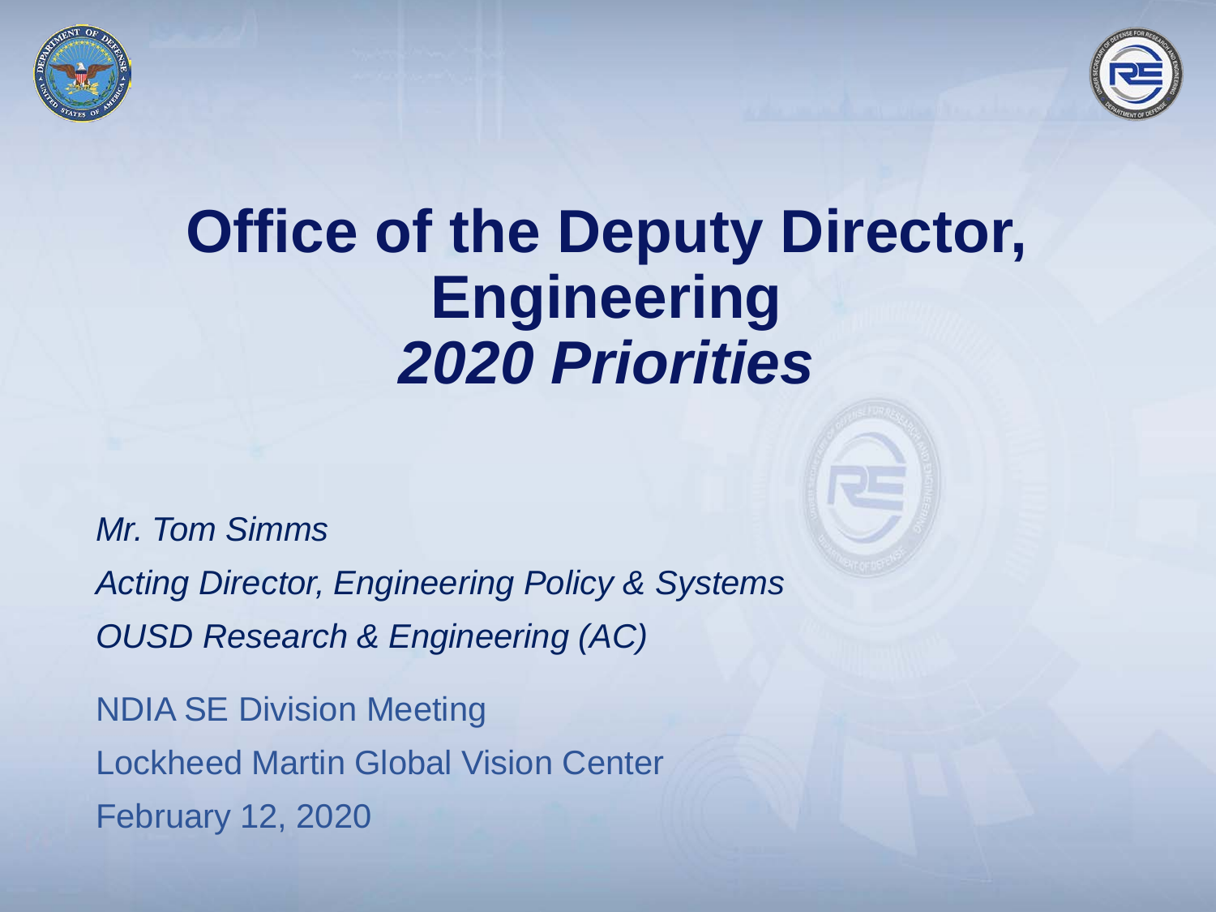# Office of the Deputy Director, Engineering
## *2020 Priorities*

*Mr. Tom Simms*

*Acting Director, Engineering Policy & Systems*

*OUSD Research & Engineering (AC)*

NDIA SE Division Meeting

Lockheed Martin Global Vision Center

February 12, 2020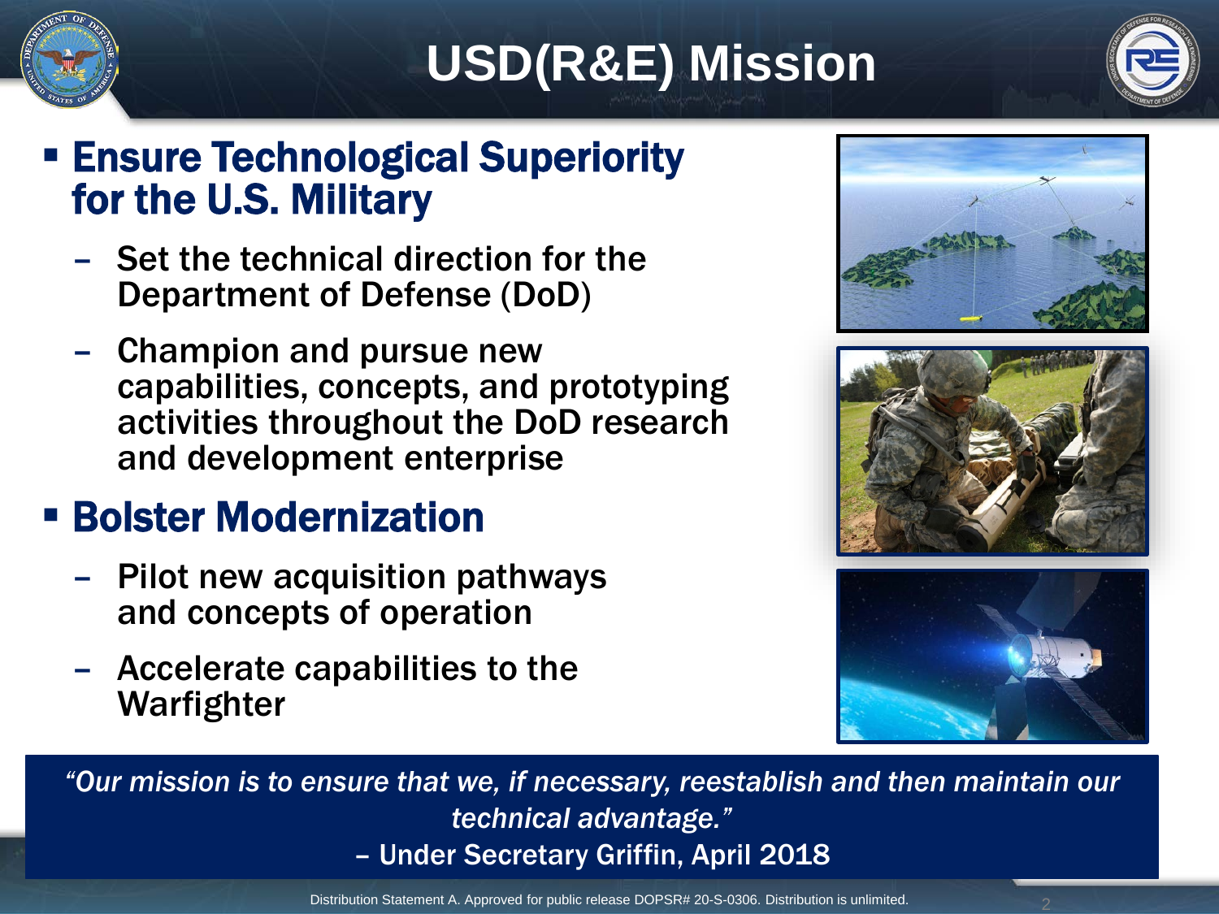# USD(R&E) Mission

- **Ensure Technological Superiority for the U.S. Military**
  - Set the technical direction for the Department of Defense (DoD)
  - Champion and pursue new capabilities, concepts, and prototyping activities throughout the DoD research and development enterprise
- **Bolster Modernization**
  - Pilot new acquisition pathways and concepts of operation
  - Accelerate capabilities to the Warfighter

*"Our mission is to ensure that we, if necessary, reestablish and then maintain our technical advantage."*
– Under Secretary Griffin, April 2018

Distribution Statement A. Approved for public release DOPSR# 20-S-0306. Distribution is unlimited.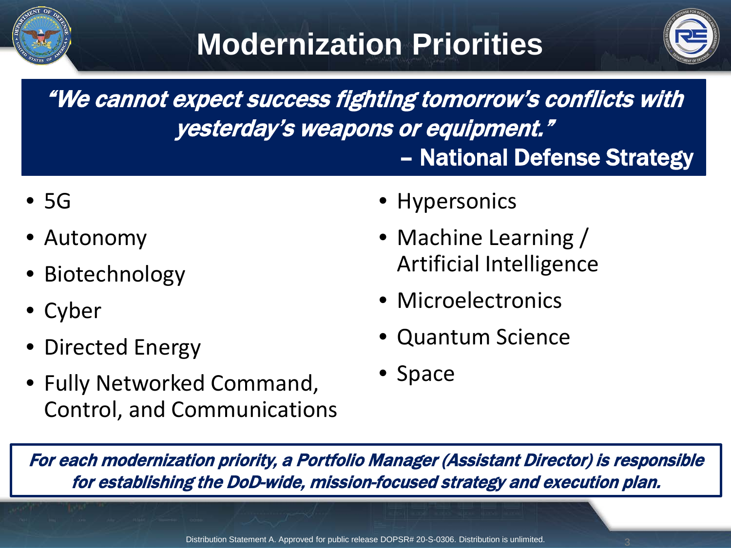# Modernization Priorities

***"We cannot expect success fighting tomorrow's conflicts with yesterday's weapons or equipment."***
**– National Defense Strategy**

- 5G
- Autonomy
- Biotechnology
- Cyber
- Directed Energy
- Fully Networked Command, Control, and Communications
- Hypersonics
- Machine Learning / Artificial Intelligence
- Microelectronics
- Quantum Science
- Space

***For each modernization priority, a Portfolio Manager (Assistant Director) is responsible for establishing the DoD-wide, mission-focused strategy and execution plan.***

Distribution Statement A. Approved for public release DOPSR# 20-S-0306. Distribution is unlimited.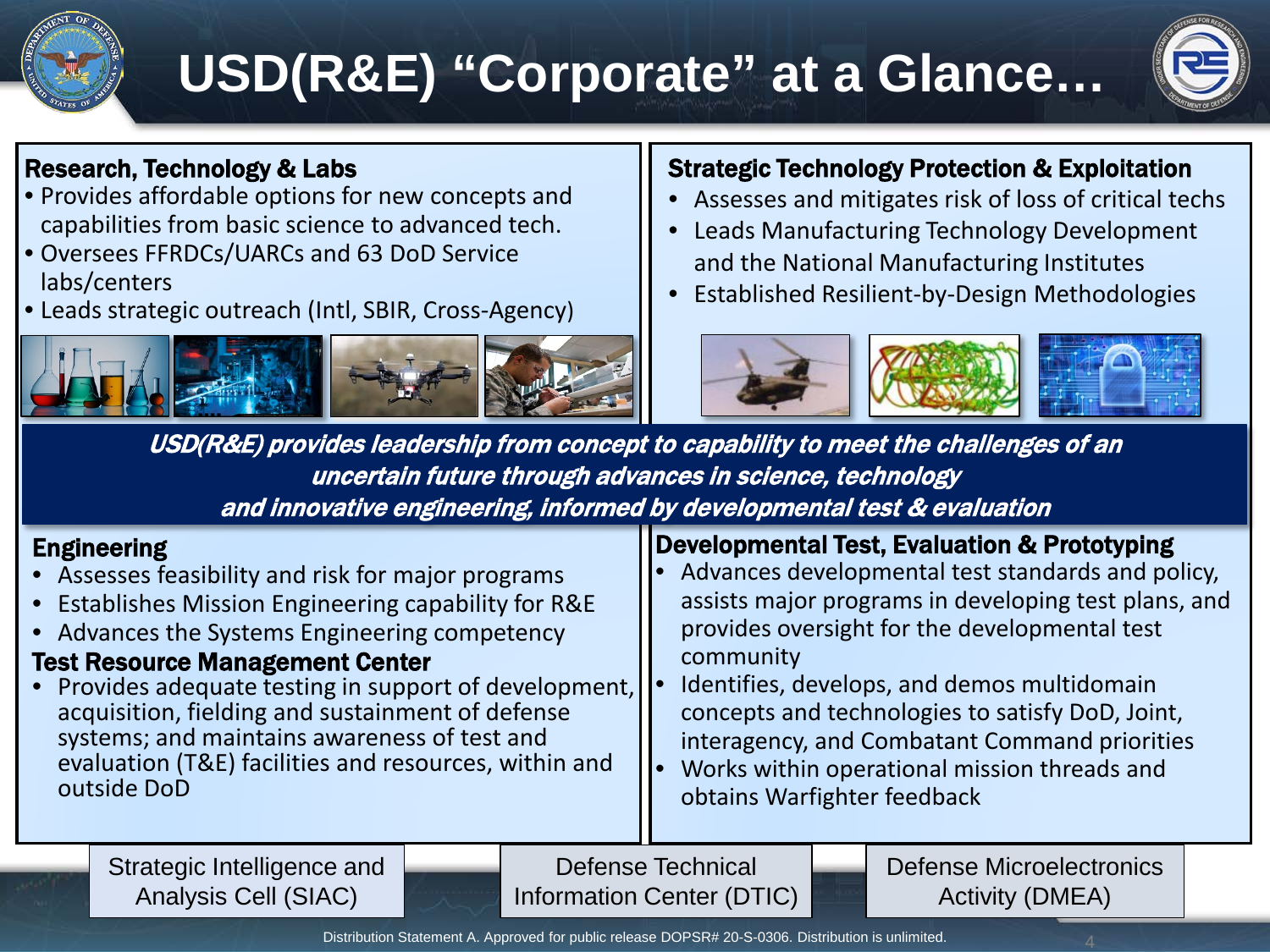# USD(R&E) "Corporate" at a Glance…

## Research, Technology & Labs

- Provides affordable options for new concepts and capabilities from basic science to advanced tech.
- Oversees FFRDCs/UARCs and 63 DoD Service labs/centers
- Leads strategic outreach (Intl, SBIR, Cross-Agency)

## Strategic Technology Protection & Exploitation

- Assesses and mitigates risk of loss of critical techs
- Leads Manufacturing Technology Development and the National Manufacturing Institutes
- Established Resilient-by-Design Methodologies

***USD(R&E) provides leadership from concept to capability to meet the challenges of an uncertain future through advances in science, technology and innovative engineering, informed by developmental test & evaluation***

## Engineering

- Assesses feasibility and risk for major programs
- Establishes Mission Engineering capability for R&E
- Advances the Systems Engineering competency

## Test Resource Management Center

- Provides adequate testing in support of development, acquisition, fielding and sustainment of defense systems; and maintains awareness of test and evaluation (T&E) facilities and resources, within and outside DoD

## Developmental Test, Evaluation & Prototyping

- Advances developmental test standards and policy, assists major programs in developing test plans, and provides oversight for the developmental test community
- Identifies, develops, and demos multidomain concepts and technologies to satisfy DoD, Joint, interagency, and Combatant Command priorities
- Works within operational mission threads and obtains Warfighter feedback

Strategic Intelligence and Analysis Cell (SIAC)

Defense Technical Information Center (DTIC)

Defense Microelectronics Activity (DMEA)

Distribution Statement A. Approved for public release DOPSR# 20-S-0306. Distribution is unlimited.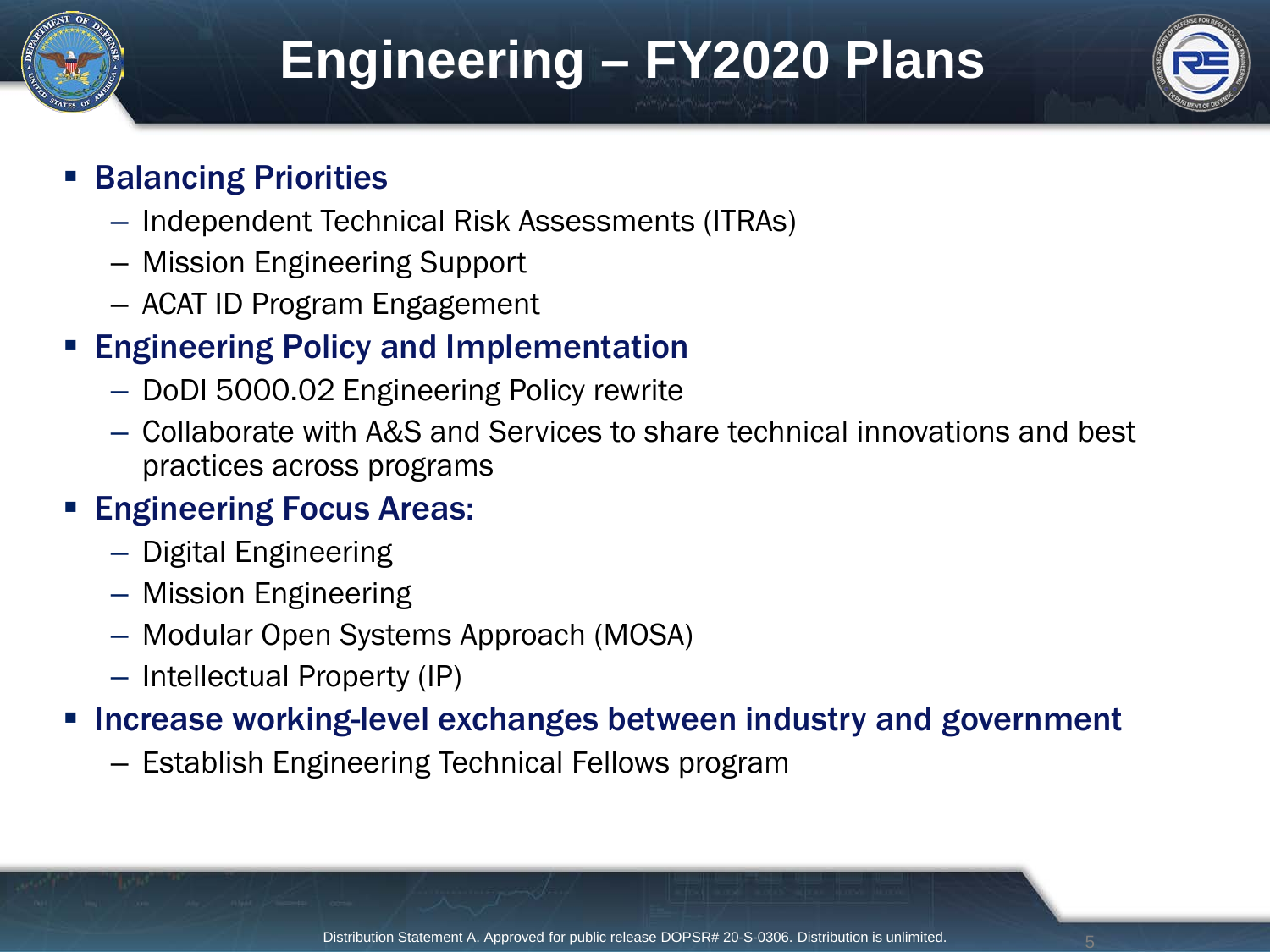# Engineering – FY2020 Plans

- **Balancing Priorities**
  - Independent Technical Risk Assessments (ITRAs)
  - Mission Engineering Support
  - ACAT ID Program Engagement
- **Engineering Policy and Implementation**
  - DoDI 5000.02 Engineering Policy rewrite
  - Collaborate with A&S and Services to share technical innovations and best practices across programs
- **Engineering Focus Areas:**
  - Digital Engineering
  - Mission Engineering
  - Modular Open Systems Approach (MOSA)
  - Intellectual Property (IP)
- **Increase working-level exchanges between industry and government**
  - Establish Engineering Technical Fellows program

Distribution Statement A. Approved for public release DOPSR# 20-S-0306. Distribution is unlimited.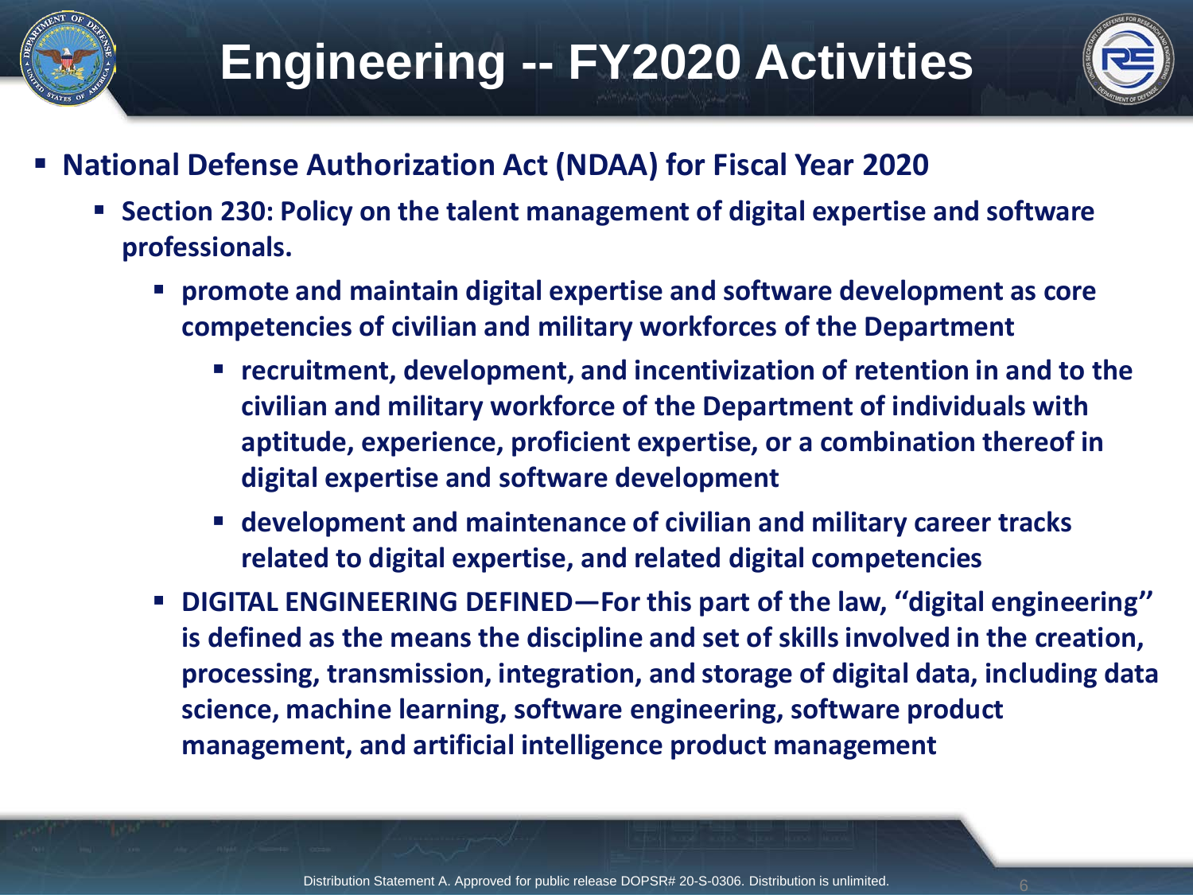# Engineering -- FY2020 Activities

- **National Defense Authorization Act (NDAA) for Fiscal Year 2020**
  - **Section 230: Policy on the talent management of digital expertise and software professionals.**
    - **promote and maintain digital expertise and software development as core competencies of civilian and military workforces of the Department**
      - **recruitment, development, and incentivization of retention in and to the civilian and military workforce of the Department of individuals with aptitude, experience, proficient expertise, or a combination thereof in digital expertise and software development**
      - **development and maintenance of civilian and military career tracks related to digital expertise, and related digital competencies**
    - **DIGITAL ENGINEERING DEFINED—For this part of the law, "digital engineering" is defined as the means the discipline and set of skills involved in the creation, processing, transmission, integration, and storage of digital data, including data science, machine learning, software engineering, software product management, and artificial intelligence product management**

Distribution Statement A. Approved for public release DOPSR# 20-S-0306. Distribution is unlimited.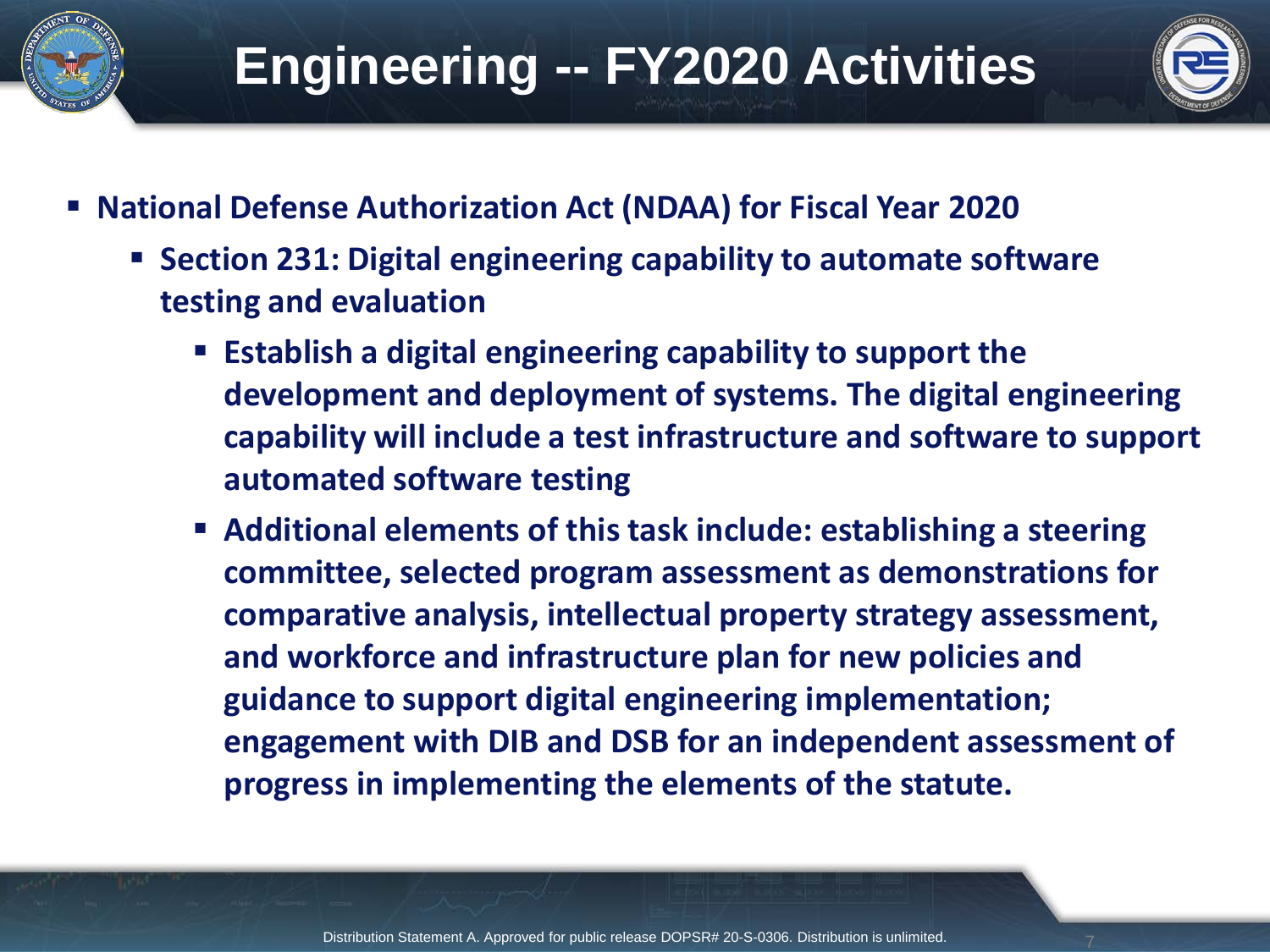# Engineering -- FY2020 Activities

- **National Defense Authorization Act (NDAA) for Fiscal Year 2020**
  - **Section 231: Digital engineering capability to automate software testing and evaluation**
    - **Establish a digital engineering capability to support the development and deployment of systems. The digital engineering capability will include a test infrastructure and software to support automated software testing**
    - **Additional elements of this task include: establishing a steering committee, selected program assessment as demonstrations for comparative analysis, intellectual property strategy assessment, and workforce and infrastructure plan for new policies and guidance to support digital engineering implementation; engagement with DIB and DSB for an independent assessment of progress in implementing the elements of the statute.**

Distribution Statement A. Approved for public release DOPSR# 20-S-0306. Distribution is unlimited.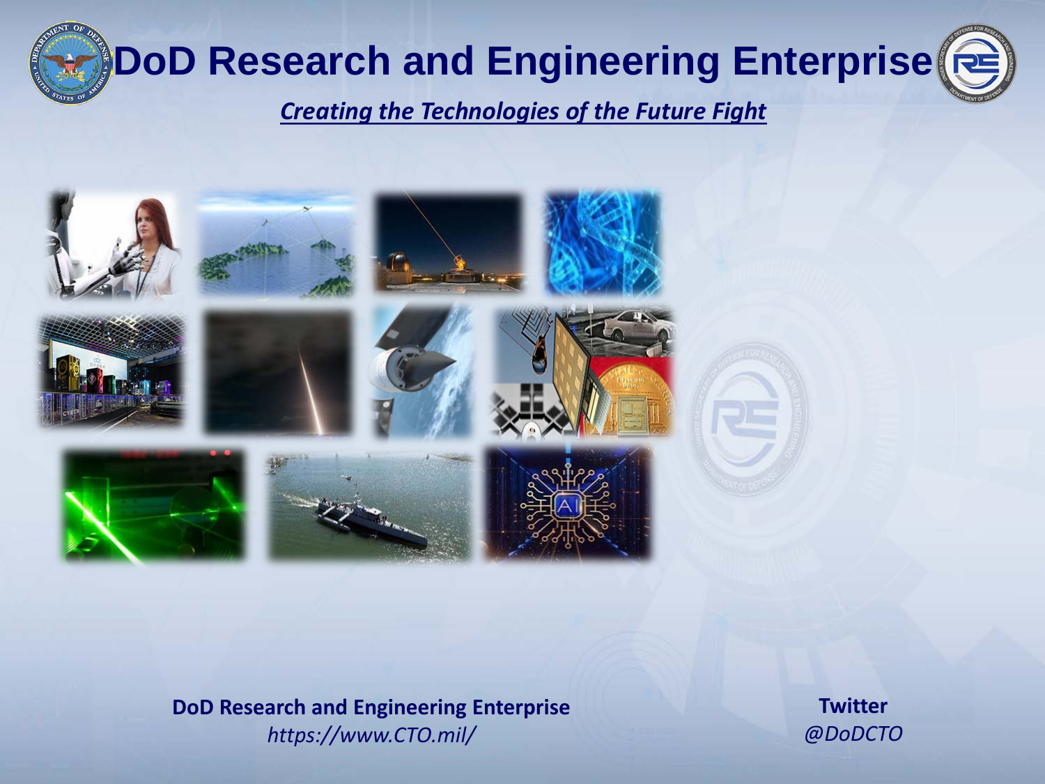# DoD Research and Engineering Enterprise

***Creating the Technologies of the Future Fight***

**DoD Research and Engineering Enterprise**
*https://www.CTO.mil/*

**Twitter**
*@DoDCTO*